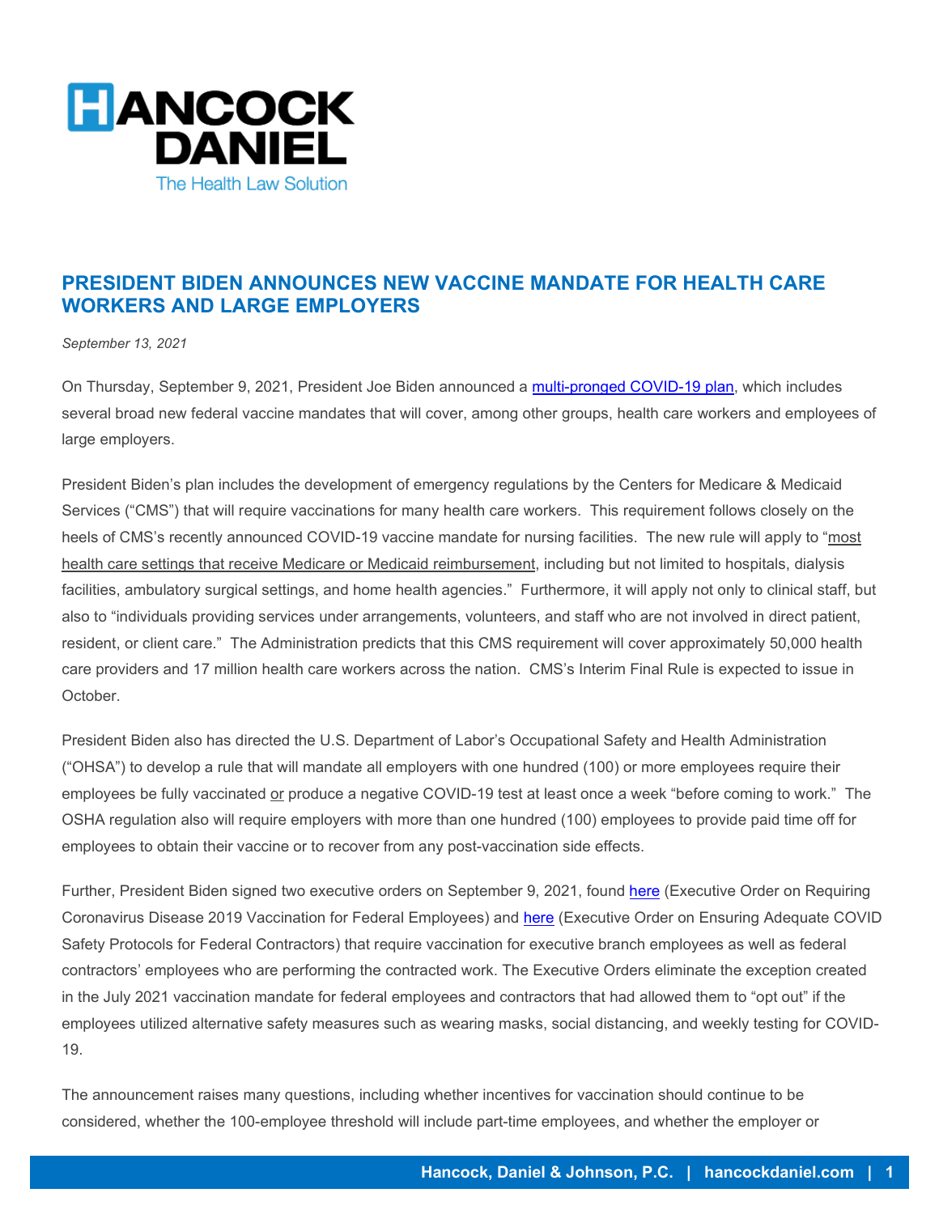# PRESIDENT BIDEN ANNOUNCES NEW VACCINE MANDATE FOR HEALTH CARE WORKERS AND LARGE EMPLOYERS

*September 13, 2021*

On Thursday, September 9, 2021, President Joe Biden announced a multi-pronged COVID-19 plan, which includes several broad new federal vaccine mandates that will cover, among other groups, health care workers and employees of large employers.

President Biden's plan includes the development of emergency regulations by the Centers for Medicare & Medicaid Services ("CMS") that will require vaccinations for many health care workers. This requirement follows closely on the heels of CMS's recently announced COVID-19 vaccine mandate for nursing facilities. The new rule will apply to "most health care settings that receive Medicare or Medicaid reimbursement, including but not limited to hospitals, dialysis facilities, ambulatory surgical settings, and home health agencies." Furthermore, it will apply not only to clinical staff, but also to "individuals providing services under arrangements, volunteers, and staff who are not involved in direct patient, resident, or client care." The Administration predicts that this CMS requirement will cover approximately 50,000 health care providers and 17 million health care workers across the nation. CMS's Interim Final Rule is expected to issue in October.

President Biden also has directed the U.S. Department of Labor's Occupational Safety and Health Administration ("OHSA") to develop a rule that will mandate all employers with one hundred (100) or more employees require their employees be fully vaccinated or produce a negative COVID-19 test at least once a week "before coming to work." The OSHA regulation also will require employers with more than one hundred (100) employees to provide paid time off for employees to obtain their vaccine or to recover from any post-vaccination side effects.

Further, President Biden signed two executive orders on September 9, 2021, found here (Executive Order on Requiring Coronavirus Disease 2019 Vaccination for Federal Employees) and here (Executive Order on Ensuring Adequate COVID Safety Protocols for Federal Contractors) that require vaccination for executive branch employees as well as federal contractors' employees who are performing the contracted work. The Executive Orders eliminate the exception created in the July 2021 vaccination mandate for federal employees and contractors that had allowed them to "opt out" if the employees utilized alternative safety measures such as wearing masks, social distancing, and weekly testing for COVID-19.

The announcement raises many questions, including whether incentives for vaccination should continue to be considered, whether the 100-employee threshold will include part-time employees, and whether the employer or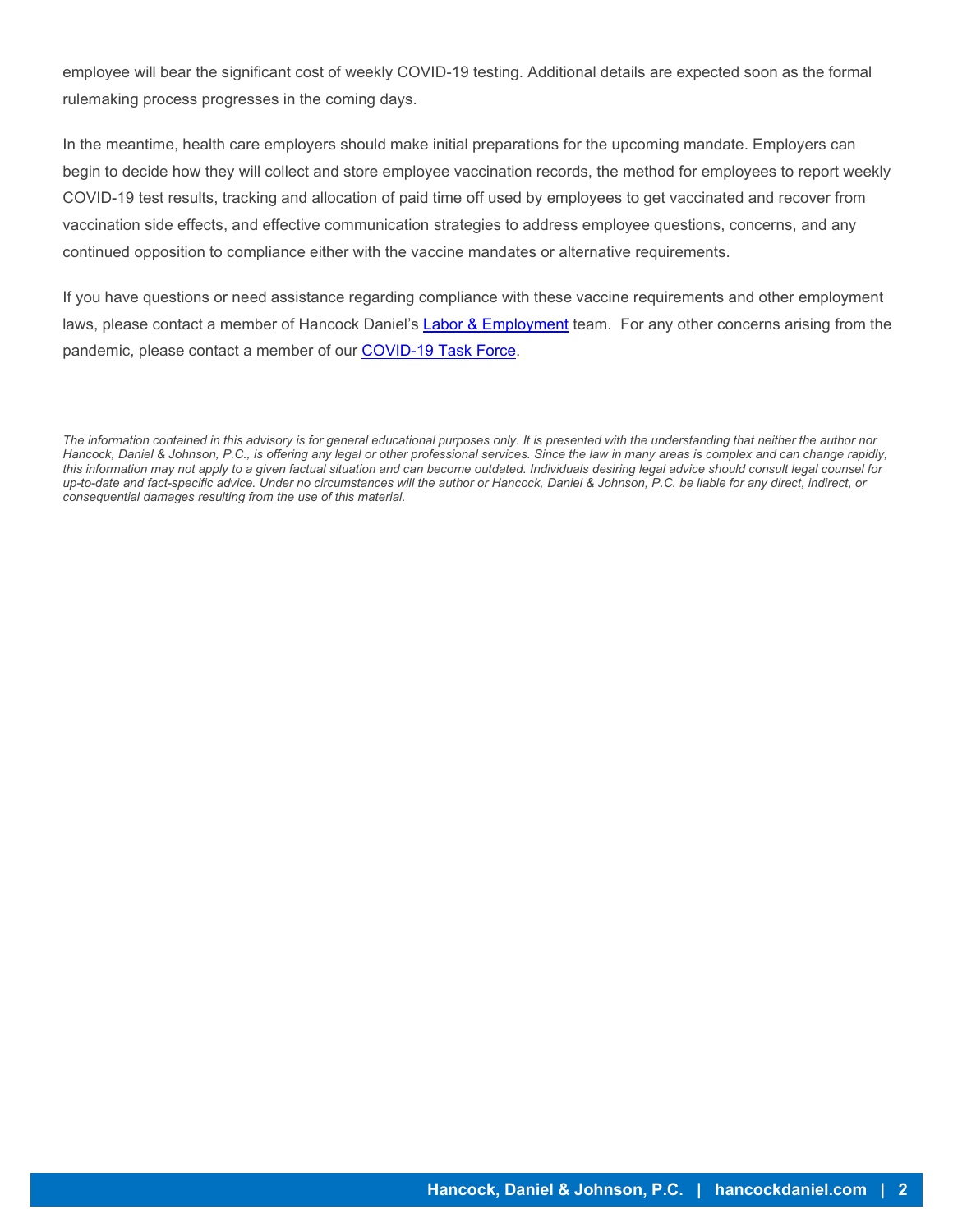employee will bear the significant cost of weekly COVID-19 testing. Additional details are expected soon as the formal rulemaking process progresses in the coming days.

In the meantime, health care employers should make initial preparations for the upcoming mandate. Employers can begin to decide how they will collect and store employee vaccination records, the method for employees to report weekly COVID-19 test results, tracking and allocation of paid time off used by employees to get vaccinated and recover from vaccination side effects, and effective communication strategies to address employee questions, concerns, and any continued opposition to compliance either with the vaccine mandates or alternative requirements.

If you have questions or need assistance regarding compliance with these vaccine requirements and other employment laws, please contact a member of Hancock Daniel's [Labor & Employment](#) team. For any other concerns arising from the pandemic, please contact a member of our [COVID-19 Task Force](#).

*The information contained in this advisory is for general educational purposes only. It is presented with the understanding that neither the author nor Hancock, Daniel & Johnson, P.C., is offering any legal or other professional services. Since the law in many areas is complex and can change rapidly, this information may not apply to a given factual situation and can become outdated. Individuals desiring legal advice should consult legal counsel for up-to-date and fact-specific advice. Under no circumstances will the author or Hancock, Daniel & Johnson, P.C. be liable for any direct, indirect, or consequential damages resulting from the use of this material.*